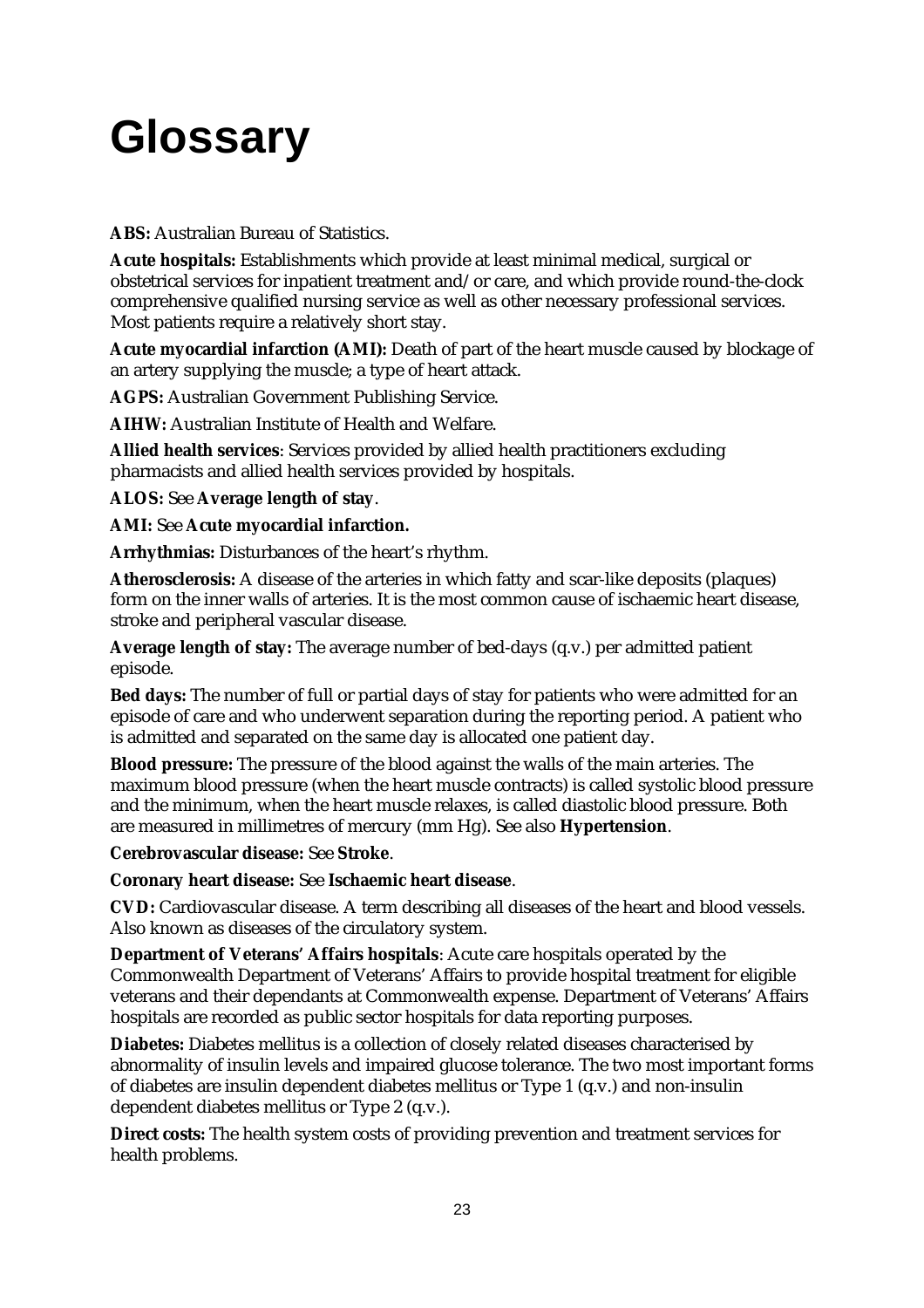# Glossary

**ABS:** Australian Bureau of Statistics.

**Acute hospitals:** Establishments which provide at least minimal medical, surgical or obstetrical services for inpatient treatment and/or care, and which provide round-the-clock comprehensive qualified nursing service as well as other necessary professional services. Most patients require a relatively short stay.

**Acute myocardial infarction (AMI):** Death of part of the heart muscle caused by blockage of an artery supplying the muscle; a type of heart attack.

**AGPS:** Australian Government Publishing Service.

**AIHW:** Australian Institute of Health and Welfare.

**Allied health services**: Services provided by allied health practitioners excluding pharmacists and allied health services provided by hospitals.

**ALOS:** See **Average length of stay**.

**AMI:** See **Acute myocardial infarction.**

**Arrhythmias:** Disturbances of the heart's rhythm.

**Atherosclerosis:** A disease of the arteries in which fatty and scar-like deposits (plaques) form on the inner walls of arteries. It is the most common cause of ischaemic heart disease, stroke and peripheral vascular disease.

**Average length of stay:** The average number of bed-days (q.v.) per admitted patient episode.

**Bed days:** The number of full or partial days of stay for patients who were admitted for an episode of care and who underwent separation during the reporting period. A patient who is admitted and separated on the same day is allocated one patient day.

**Blood pressure:** The pressure of the blood against the walls of the main arteries. The maximum blood pressure (when the heart muscle contracts) is called systolic blood pressure and the minimum, when the heart muscle relaxes, is called diastolic blood pressure. Both are measured in millimetres of mercury (mm Hg). See also **Hypertension**.

**Cerebrovascular disease:** See **Stroke**.

**Coronary heart disease:** See **Ischaemic heart disease**.

**CVD:** Cardiovascular disease. A term describing all diseases of the heart and blood vessels. Also known as diseases of the circulatory system.

**Department of Veterans' Affairs hospitals**: Acute care hospitals operated by the Commonwealth Department of Veterans' Affairs to provide hospital treatment for eligible veterans and their dependants at Commonwealth expense. Department of Veterans' Affairs hospitals are recorded as public sector hospitals for data reporting purposes.

**Diabetes:** Diabetes mellitus is a collection of closely related diseases characterised by abnormality of insulin levels and impaired glucose tolerance. The two most important forms of diabetes are insulin dependent diabetes mellitus or Type 1 (q.v.) and non-insulin dependent diabetes mellitus or Type 2 (q.v.).

**Direct costs:** The health system costs of providing prevention and treatment services for health problems.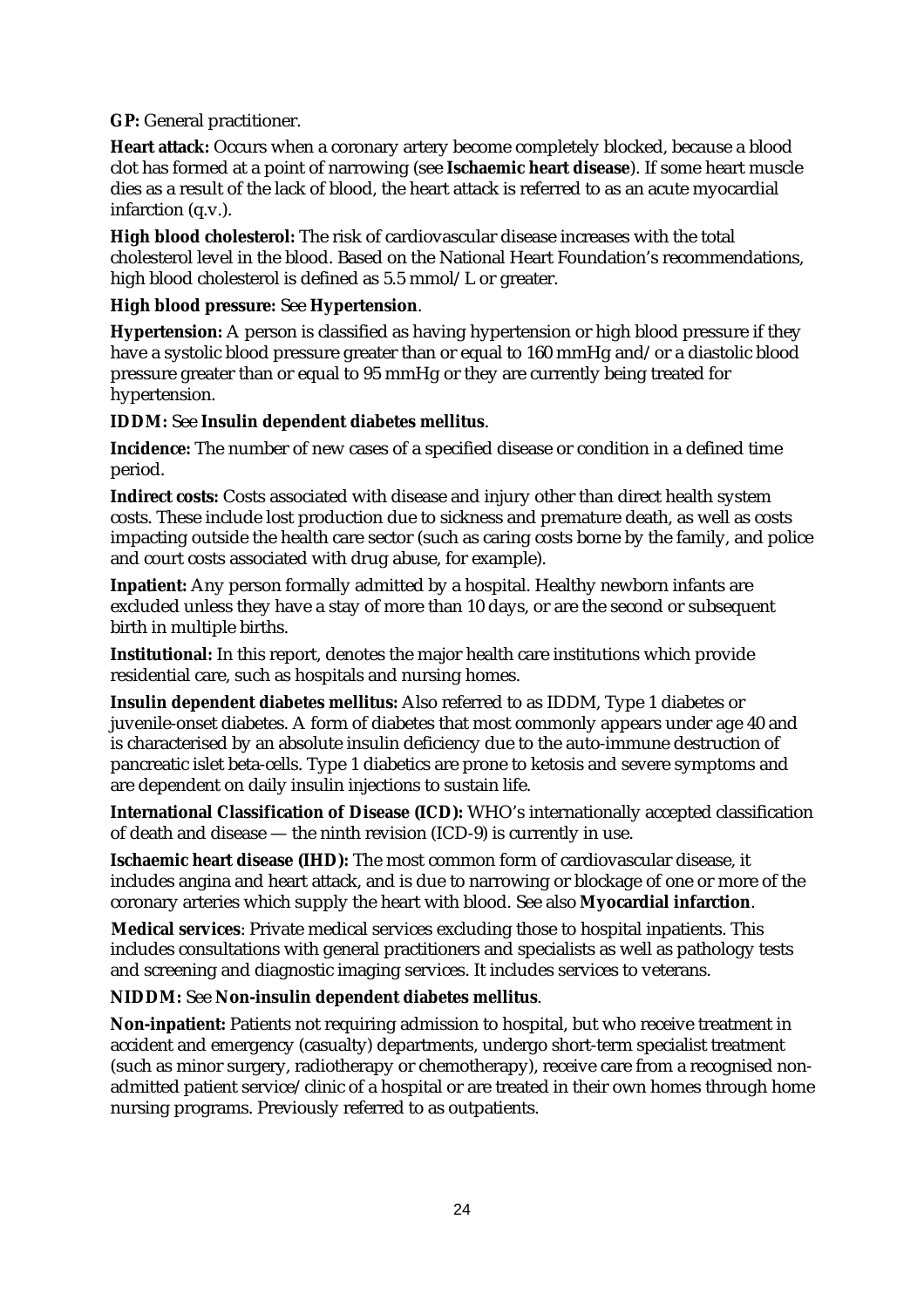**GP:** General practitioner.

**Heart attack:** Occurs when a coronary artery become completely blocked, because a blood clot has formed at a point of narrowing (see **Ischaemic heart disease**). If some heart muscle dies as a result of the lack of blood, the heart attack is referred to as an acute myocardial infarction (q.v.).

**High blood cholesterol:** The risk of cardiovascular disease increases with the total cholesterol level in the blood. Based on the National Heart Foundation's recommendations, high blood cholesterol is defined as 5.5 mmol/L or greater.

**High blood pressure:** See **Hypertension**.

**Hypertension:** A person is classified as having hypertension or high blood pressure if they have a systolic blood pressure greater than or equal to 160 mmHg and/or a diastolic blood pressure greater than or equal to 95 mmHg or they are currently being treated for hypertension.

**IDDM:** See **Insulin dependent diabetes mellitus**.

**Incidence:** The number of new cases of a specified disease or condition in a defined time period.

**Indirect costs:** Costs associated with disease and injury other than direct health system costs. These include lost production due to sickness and premature death, as well as costs impacting outside the health care sector (such as caring costs borne by the family, and police and court costs associated with drug abuse, for example).

**Inpatient:** Any person formally admitted by a hospital. Healthy newborn infants are excluded unless they have a stay of more than 10 days, or are the second or subsequent birth in multiple births.

**Institutional:** In this report, denotes the major health care institutions which provide residential care, such as hospitals and nursing homes.

**Insulin dependent diabetes mellitus:** Also referred to as IDDM, Type 1 diabetes or juvenile-onset diabetes. A form of diabetes that most commonly appears under age 40 and is characterised by an absolute insulin deficiency due to the auto-immune destruction of pancreatic islet beta-cells. Type 1 diabetics are prone to ketosis and severe symptoms and are dependent on daily insulin injections to sustain life.

**International Classification of Disease (ICD):** WHO's internationally accepted classification of death and disease — the ninth revision (ICD-9) is currently in use.

**Ischaemic heart disease (IHD):** The most common form of cardiovascular disease, it includes angina and heart attack, and is due to narrowing or blockage of one or more of the coronary arteries which supply the heart with blood. See also **Myocardial infarction**.

**Medical services**: Private medical services excluding those to hospital inpatients. This includes consultations with general practitioners and specialists as well as pathology tests and screening and diagnostic imaging services. It includes services to veterans.

**NIDDM:** See **Non-insulin dependent diabetes mellitus**.

**Non-inpatient:** Patients not requiring admission to hospital, but who receive treatment in accident and emergency (casualty) departments, undergo short-term specialist treatment (such as minor surgery, radiotherapy or chemotherapy), receive care from a recognised non-admitted patient service/clinic of a hospital or are treated in their own homes through home nursing programs. Previously referred to as outpatients.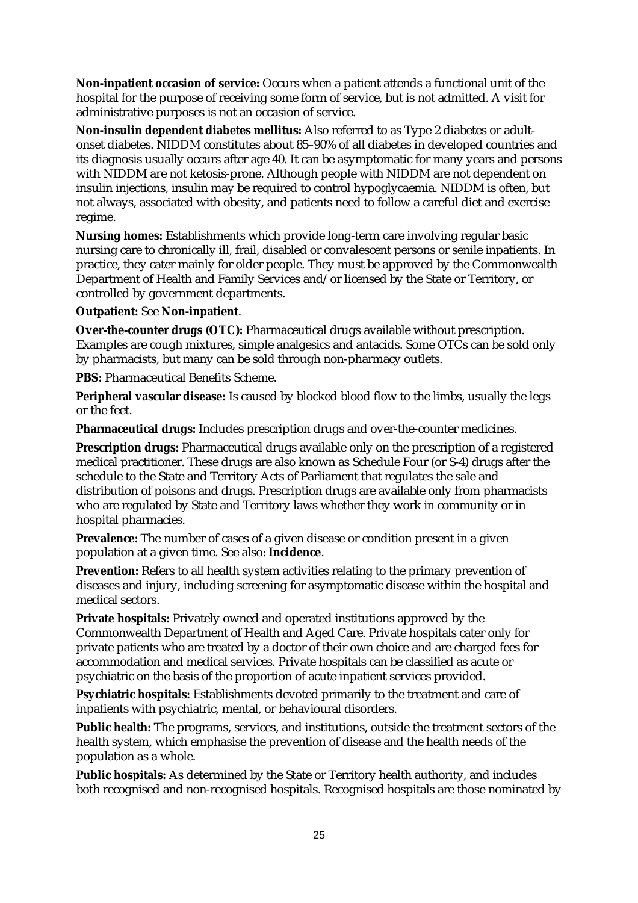**Non-inpatient occasion of service:** Occurs when a patient attends a functional unit of the hospital for the purpose of receiving some form of service, but is not admitted. A visit for administrative purposes is not an occasion of service.

**Non-insulin dependent diabetes mellitus:** Also referred to as Type 2 diabetes or adult-onset diabetes. NIDDM constitutes about 85–90% of all diabetes in developed countries and its diagnosis usually occurs after age 40. It can be asymptomatic for many years and persons with NIDDM are not ketosis-prone. Although people with NIDDM are not dependent on insulin injections, insulin may be required to control hypoglycaemia. NIDDM is often, but not always, associated with obesity, and patients need to follow a careful diet and exercise regime.

**Nursing homes:** Establishments which provide long-term care involving regular basic nursing care to chronically ill, frail, disabled or convalescent persons or senile inpatients. In practice, they cater mainly for older people. They must be approved by the Commonwealth Department of Health and Family Services and/or licensed by the State or Territory, or controlled by government departments.

**Outpatient:** See **Non-inpatient**.

**Over-the-counter drugs (OTC):** Pharmaceutical drugs available without prescription. Examples are cough mixtures, simple analgesics and antacids. Some OTCs can be sold only by pharmacists, but many can be sold through non-pharmacy outlets.

**PBS:** Pharmaceutical Benefits Scheme.

**Peripheral vascular disease:** Is caused by blocked blood flow to the limbs, usually the legs or the feet.

**Pharmaceutical drugs:** Includes prescription drugs and over-the-counter medicines.

**Prescription drugs:** Pharmaceutical drugs available only on the prescription of a registered medical practitioner. These drugs are also known as Schedule Four (or S-4) drugs after the schedule to the State and Territory Acts of Parliament that regulates the sale and distribution of poisons and drugs. Prescription drugs are available only from pharmacists who are regulated by State and Territory laws whether they work in community or in hospital pharmacies.

**Prevalence:** The number of cases of a given disease or condition present in a given population at a given time. See also: **Incidence**.

**Prevention:** Refers to all health system activities relating to the primary prevention of diseases and injury, including screening for asymptomatic disease within the hospital and medical sectors.

**Private hospitals:** Privately owned and operated institutions approved by the Commonwealth Department of Health and Aged Care. Private hospitals cater only for private patients who are treated by a doctor of their own choice and are charged fees for accommodation and medical services. Private hospitals can be classified as acute or psychiatric on the basis of the proportion of acute inpatient services provided.

**Psychiatric hospitals:** Establishments devoted primarily to the treatment and care of inpatients with psychiatric, mental, or behavioural disorders.

**Public health:** The programs, services, and institutions, outside the treatment sectors of the health system, which emphasise the prevention of disease and the health needs of the population as a whole.

**Public hospitals:** As determined by the State or Territory health authority, and includes both recognised and non-recognised hospitals. Recognised hospitals are those nominated by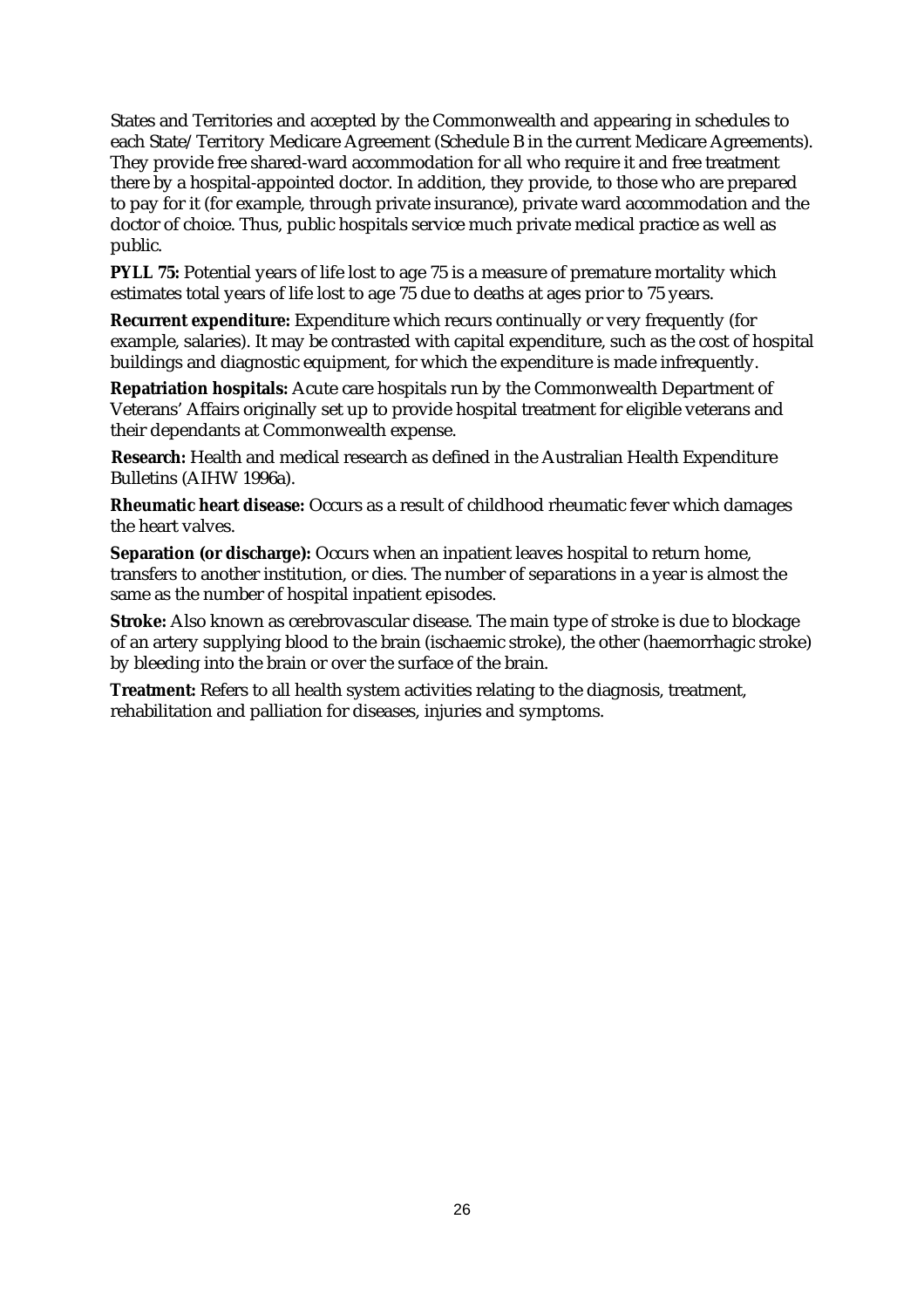States and Territories and accepted by the Commonwealth and appearing in schedules to each State/Territory Medicare Agreement (Schedule B in the current Medicare Agreements). They provide free shared-ward accommodation for all who require it and free treatment there by a hospital-appointed doctor. In addition, they provide, to those who are prepared to pay for it (for example, through private insurance), private ward accommodation and the doctor of choice. Thus, public hospitals service much private medical practice as well as public.

**PYLL 75:** Potential years of life lost to age 75 is a measure of premature mortality which estimates total years of life lost to age 75 due to deaths at ages prior to 75 years.

**Recurrent expenditure:** Expenditure which recurs continually or very frequently (for example, salaries). It may be contrasted with capital expenditure, such as the cost of hospital buildings and diagnostic equipment, for which the expenditure is made infrequently.

**Repatriation hospitals:** Acute care hospitals run by the Commonwealth Department of Veterans' Affairs originally set up to provide hospital treatment for eligible veterans and their dependants at Commonwealth expense.

**Research:** Health and medical research as defined in the Australian Health Expenditure Bulletins (AIHW 1996a).

**Rheumatic heart disease:** Occurs as a result of childhood rheumatic fever which damages the heart valves.

**Separation (or discharge):** Occurs when an inpatient leaves hospital to return home, transfers to another institution, or dies. The number of separations in a year is almost the same as the number of hospital inpatient episodes.

**Stroke:** Also known as cerebrovascular disease. The main type of stroke is due to blockage of an artery supplying blood to the brain (ischaemic stroke), the other (haemorrhagic stroke) by bleeding into the brain or over the surface of the brain.

**Treatment:** Refers to all health system activities relating to the diagnosis, treatment, rehabilitation and palliation for diseases, injuries and symptoms.